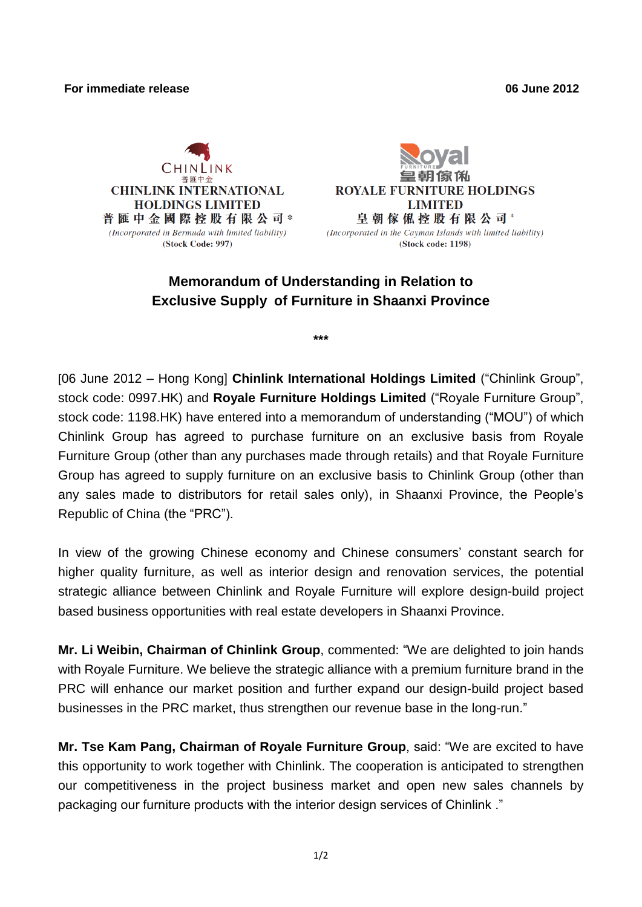**For immediate release** **06 June 2012**

CHINLINK
普匯中金

**CHINLINK INTERNATIONAL HOLDINGS LIMITED**
**普 匯 中 金 國 際 控 股 有 限 公 司 ***
*(Incorporated in Bermuda with limited liability)*
**(Stock Code: 997)**

Royal FURNITURE
皇朝傢俬

**ROYALE FURNITURE HOLDINGS LIMITED**
**皇 朝 傢 俬 控 股 有 限 公 司 ***
*(Incorporated in the Cayman Islands with limited liability)*
**(Stock code: 1198)**

## Memorandum of Understanding in Relation to Exclusive Supply of Furniture in Shaanxi Province

***

[06 June 2012 – Hong Kong] **Chinlink International Holdings Limited** ("Chinlink Group", stock code: 0997.HK) and **Royale Furniture Holdings Limited** ("Royale Furniture Group", stock code: 1198.HK) have entered into a memorandum of understanding ("MOU") of which Chinlink Group has agreed to purchase furniture on an exclusive basis from Royale Furniture Group (other than any purchases made through retails) and that Royale Furniture Group has agreed to supply furniture on an exclusive basis to Chinlink Group (other than any sales made to distributors for retail sales only), in Shaanxi Province, the People's Republic of China (the "PRC").

In view of the growing Chinese economy and Chinese consumers' constant search for higher quality furniture, as well as interior design and renovation services, the potential strategic alliance between Chinlink and Royale Furniture will explore design-build project based business opportunities with real estate developers in Shaanxi Province.

**Mr. Li Weibin, Chairman of Chinlink Group**, commented: "We are delighted to join hands with Royale Furniture. We believe the strategic alliance with a premium furniture brand in the PRC will enhance our market position and further expand our design-build project based businesses in the PRC market, thus strengthen our revenue base in the long-run."

**Mr. Tse Kam Pang, Chairman of Royale Furniture Group**, said: "We are excited to have this opportunity to work together with Chinlink. The cooperation is anticipated to strengthen our competitiveness in the project business market and open new sales channels by packaging our furniture products with the interior design services of Chinlink ."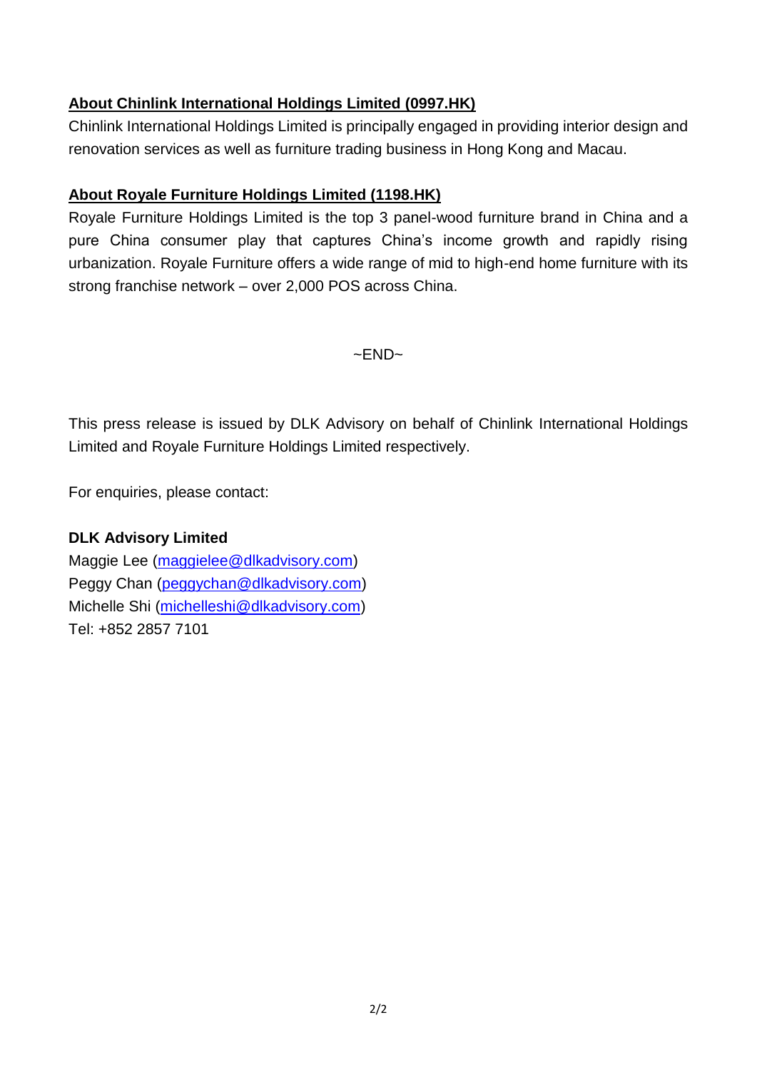**About Chinlink International Holdings Limited (0997.HK)**

Chinlink International Holdings Limited is principally engaged in providing interior design and renovation services as well as furniture trading business in Hong Kong and Macau.

**About Royale Furniture Holdings Limited (1198.HK)**

Royale Furniture Holdings Limited is the top 3 panel-wood furniture brand in China and a pure China consumer play that captures China's income growth and rapidly rising urbanization. Royale Furniture offers a wide range of mid to high-end home furniture with its strong franchise network – over 2,000 POS across China.

~END~

This press release is issued by DLK Advisory on behalf of Chinlink International Holdings Limited and Royale Furniture Holdings Limited respectively.

For enquiries, please contact:

**DLK Advisory Limited**
Maggie Lee (maggielee@dlkadvisory.com)
Peggy Chan (peggychan@dlkadvisory.com)
Michelle Shi (michelleshi@dlkadvisory.com)
Tel: +852 2857 7101